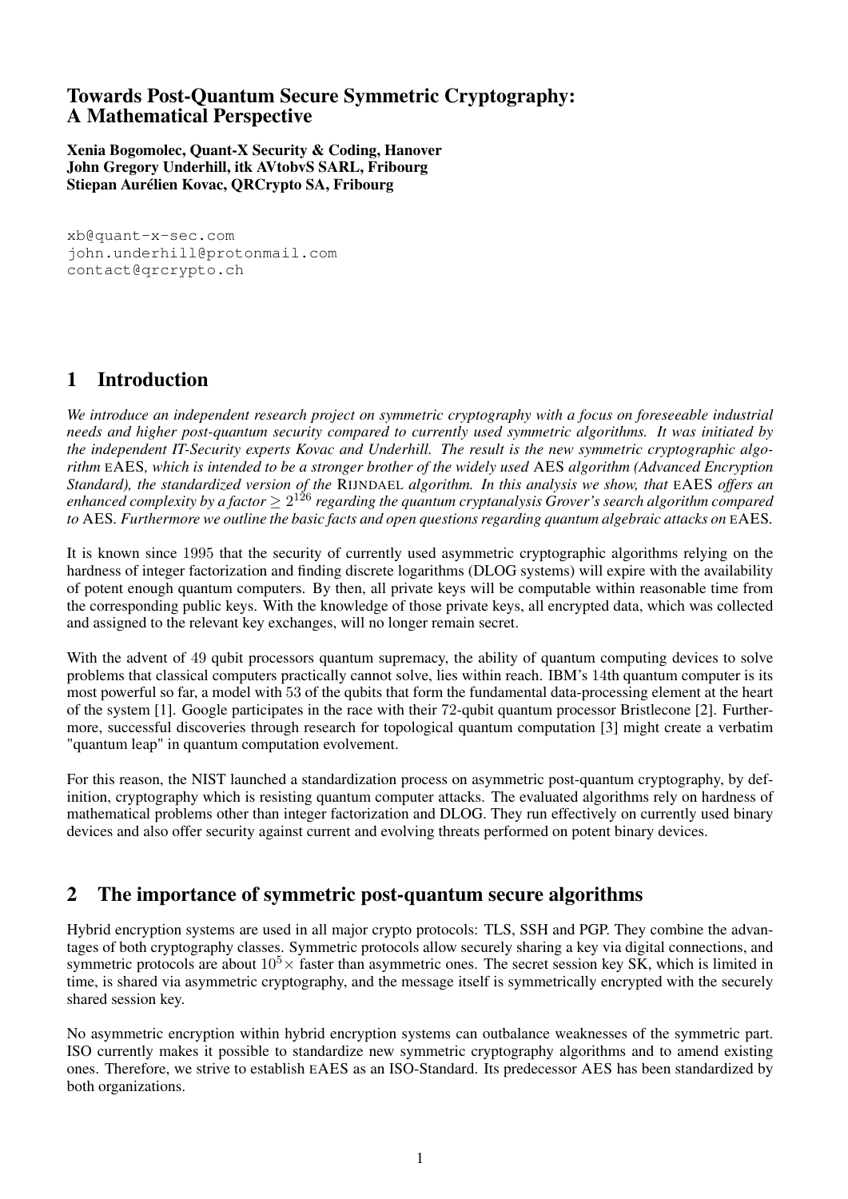# Towards Post-Quantum Secure Symmetric Cryptography: A Mathematical Perspective

**Xenia Bogomolec, Quant-X Security & Coding, Hanover**
**John Gregory Underhill, itk AVtobvS SARL, Fribourg**
**Stiepan Aurélien Kovac, QRCrypto SA, Fribourg**

```
xb@quant-x-sec.com
john.underhill@protonmail.com
contact@qrcrypto.ch
```

## 1 Introduction

*We introduce an independent research project on symmetric cryptography with a focus on foreseeable industrial needs and higher post-quantum security compared to currently used symmetric algorithms. It was initiated by the independent IT-Security experts Kovac and Underhill. The result is the new symmetric cryptographic algorithm* EAES*, which is intended to be a stronger brother of the widely used* AES *algorithm (Advanced Encryption Standard), the standardized version of the* RIJNDAEL *algorithm. In this analysis we show, that* EAES *offers an enhanced complexity by a factor* $\geq 2^{126}$ *regarding the quantum cryptanalysis Grover's search algorithm compared to* AES*. Furthermore we outline the basic facts and open questions regarding quantum algebraic attacks on* EAES*.*

It is known since 1995 that the security of currently used asymmetric cryptographic algorithms relying on the hardness of integer factorization and finding discrete logarithms (DLOG systems) will expire with the availability of potent enough quantum computers. By then, all private keys will be computable within reasonable time from the corresponding public keys. With the knowledge of those private keys, all encrypted data, which was collected and assigned to the relevant key exchanges, will no longer remain secret.

With the advent of 49 qubit processors quantum supremacy, the ability of quantum computing devices to solve problems that classical computers practically cannot solve, lies within reach. IBM's 14th quantum computer is its most powerful so far, a model with 53 of the qubits that form the fundamental data-processing element at the heart of the system [1]. Google participates in the race with their 72-qubit quantum processor Bristlecone [2]. Furthermore, successful discoveries through research for topological quantum computation [3] might create a verbatim "quantum leap" in quantum computation evolvement.

For this reason, the NIST launched a standardization process on asymmetric post-quantum cryptography, by definition, cryptography which is resisting quantum computer attacks. The evaluated algorithms rely on hardness of mathematical problems other than integer factorization and DLOG. They run effectively on currently used binary devices and also offer security against current and evolving threats performed on potent binary devices.

## 2 The importance of symmetric post-quantum secure algorithms

Hybrid encryption systems are used in all major crypto protocols: TLS, SSH and PGP. They combine the advantages of both cryptography classes. Symmetric protocols allow securely sharing a key via digital connections, and symmetric protocols are about $10^5\times$ faster than asymmetric ones. The secret session key SK, which is limited in time, is shared via asymmetric cryptography, and the message itself is symmetrically encrypted with the securely shared session key.

No asymmetric encryption within hybrid encryption systems can outbalance weaknesses of the symmetric part. ISO currently makes it possible to standardize new symmetric cryptography algorithms and to amend existing ones. Therefore, we strive to establish EAES as an ISO-Standard. Its predecessor AES has been standardized by both organizations.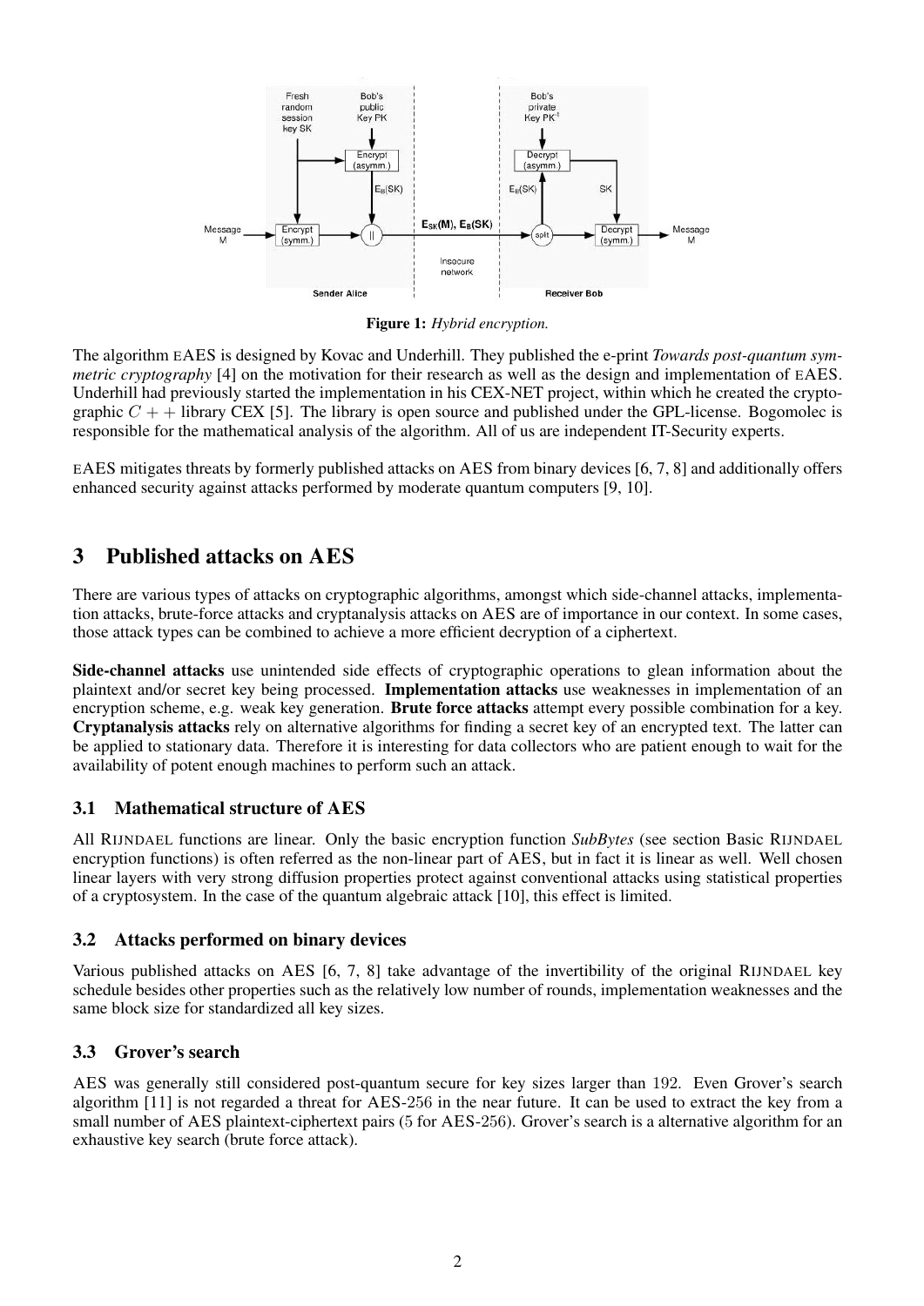Figure 1: *Hybrid encryption.*

The algorithm EAES is designed by Kovac and Underhill. They published the e-print *Towards post-quantum symmetric cryptography* [4] on the motivation for their research as well as the design and implementation of EAES. Underhill had previously started the implementation in his CEX-NET project, within which he created the cryptographic $C++$ library CEX [5]. The library is open source and published under the GPL-license. Bogomolec is responsible for the mathematical analysis of the algorithm. All of us are independent IT-Security experts.

EAES mitigates threats by formerly published attacks on AES from binary devices [6, 7, 8] and additionally offers enhanced security against attacks performed by moderate quantum computers [9, 10].

## 3 Published attacks on AES

There are various types of attacks on cryptographic algorithms, amongst which side-channel attacks, implementation attacks, brute-force attacks and cryptanalysis attacks on AES are of importance in our context. In some cases, those attack types can be combined to achieve a more efficient decryption of a ciphertext.

**Side-channel attacks** use unintended side effects of cryptographic operations to glean information about the plaintext and/or secret key being processed. **Implementation attacks** use weaknesses in implementation of an encryption scheme, e.g. weak key generation. **Brute force attacks** attempt every possible combination for a key. **Cryptanalysis attacks** rely on alternative algorithms for finding a secret key of an encrypted text. The latter can be applied to stationary data. Therefore it is interesting for data collectors who are patient enough to wait for the availability of potent enough machines to perform such an attack.

### 3.1 Mathematical structure of AES

All RIJNDAEL functions are linear. Only the basic encryption function *SubBytes* (see section Basic RIJNDAEL encryption functions) is often referred as the non-linear part of AES, but in fact it is linear as well. Well chosen linear layers with very strong diffusion properties protect against conventional attacks using statistical properties of a cryptosystem. In the case of the quantum algebraic attack [10], this effect is limited.

### 3.2 Attacks performed on binary devices

Various published attacks on AES [6, 7, 8] take advantage of the invertibility of the original RIJNDAEL key schedule besides other properties such as the relatively low number of rounds, implementation weaknesses and the same block size for standardized all key sizes.

### 3.3 Grover's search

AES was generally still considered post-quantum secure for key sizes larger than 192. Even Grover's search algorithm [11] is not regarded a threat for AES-256 in the near future. It can be used to extract the key from a small number of AES plaintext-ciphertext pairs (5 for AES-256). Grover's search is a alternative algorithm for an exhaustive key search (brute force attack).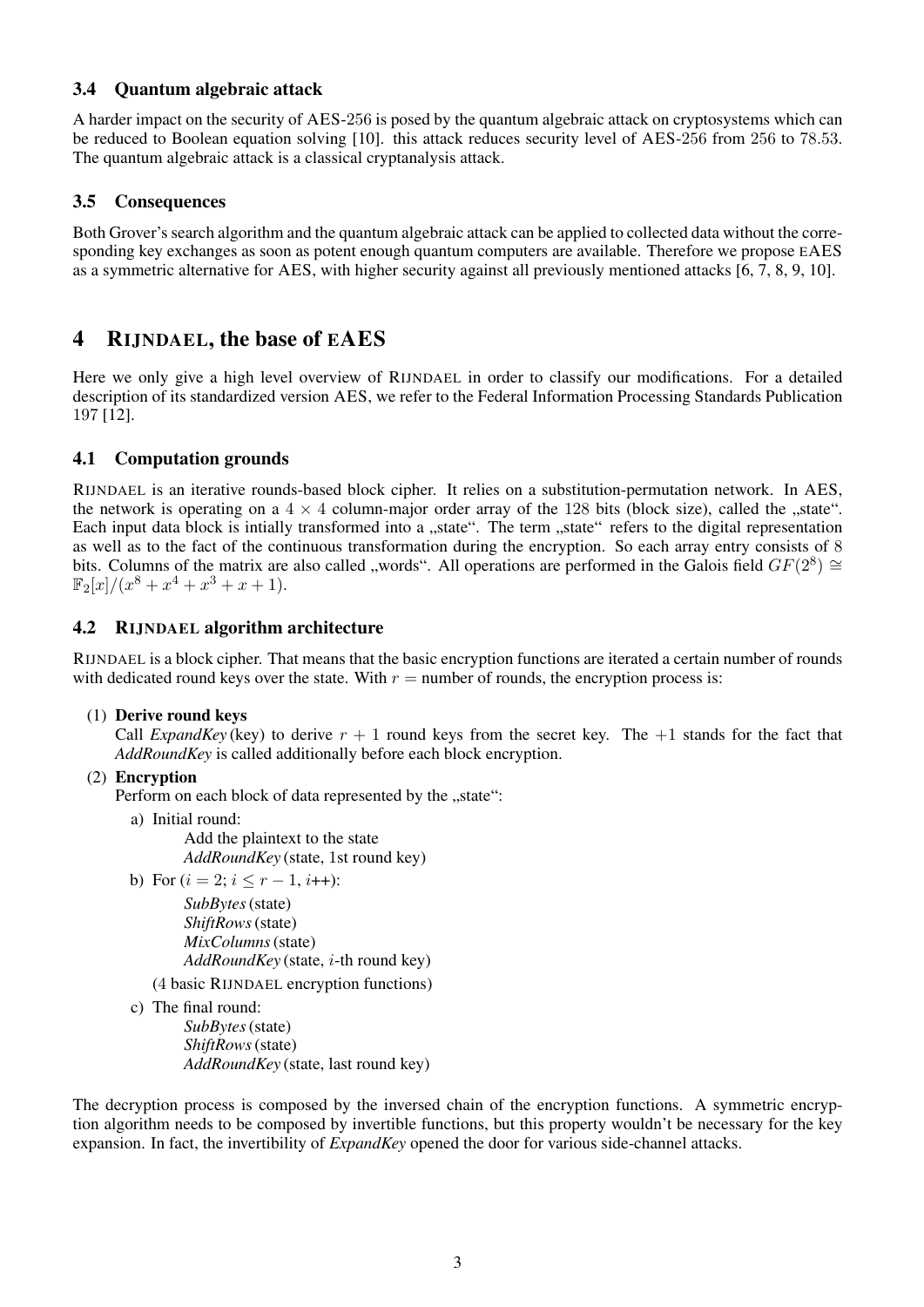### 3.4 Quantum algebraic attack

A harder impact on the security of AES-256 is posed by the quantum algebraic attack on cryptosystems which can be reduced to Boolean equation solving [10]. this attack reduces security level of AES-256 from 256 to 78.53. The quantum algebraic attack is a classical cryptanalysis attack.

### 3.5 Consequences

Both Grover's search algorithm and the quantum algebraic attack can be applied to collected data without the corresponding key exchanges as soon as potent enough quantum computers are available. Therefore we propose EAES as a symmetric alternative for AES, with higher security against all previously mentioned attacks [6, 7, 8, 9, 10].

## 4 RIJNDAEL, the base of EAES

Here we only give a high level overview of RIJNDAEL in order to classify our modifications. For a detailed description of its standardized version AES, we refer to the Federal Information Processing Standards Publication 197 [12].

### 4.1 Computation grounds

RIJNDAEL is an iterative rounds-based block cipher. It relies on a substitution-permutation network. In AES, the network is operating on a $4 \times 4$ column-major order array of the 128 bits (block size), called the „state“. Each input data block is intially transformed into a „state“. The term „state“ refers to the digital representation as well as to the fact of the continuous transformation during the encryption. So each array entry consists of 8 bits. Columns of the matrix are also called „words“. All operations are performed in the Galois field $GF(2^8) \cong \mathbb{F}_2[x]/(x^8 + x^4 + x^3 + x + 1)$.

### 4.2 RIJNDAEL algorithm architecture

RIJNDAEL is a block cipher. That means that the basic encryption functions are iterated a certain number of rounds with dedicated round keys over the state. With $r =$ number of rounds, the encryption process is:

(1) **Derive round keys**
Call *ExpandKey* (key) to derive $r + 1$ round keys from the secret key. The $+1$ stands for the fact that *AddRoundKey* is called additionally before each block encryption.

(2) **Encryption**
Perform on each block of data represented by the „state“:

a) Initial round:
  Add the plaintext to the state
  *AddRoundKey* (state, 1st round key)

b) For ($i = 2$; $i \leq r - 1$, $i$++):
  *SubBytes* (state)
  *ShiftRows* (state)
  *MixColumns* (state)
  *AddRoundKey* (state, $i$-th round key)

  (4 basic RIJNDAEL encryption functions)

c) The final round:
  *SubBytes* (state)
  *ShiftRows* (state)
  *AddRoundKey* (state, last round key)

The decryption process is composed by the inversed chain of the encryption functions. A symmetric encryption algorithm needs to be composed by invertible functions, but this property wouldn't be necessary for the key expansion. In fact, the invertibility of *ExpandKey* opened the door for various side-channel attacks.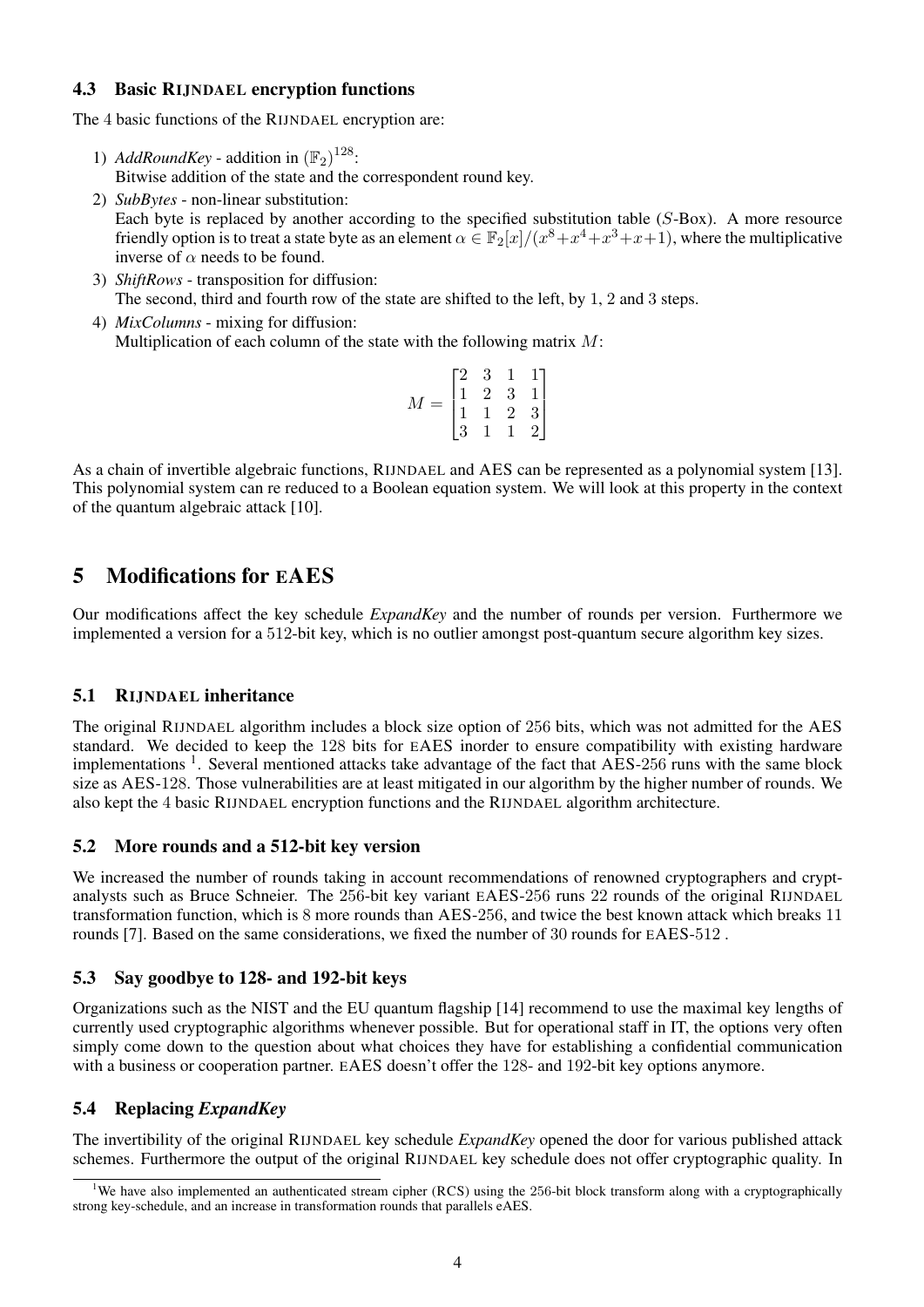### 4.3 Basic RIJNDAEL encryption functions

The 4 basic functions of the RIJNDAEL encryption are:

1) *AddRoundKey* - addition in $(\mathbb{F}_2)^{128}$:
   Bitwise addition of the state and the correspondent round key.
2) *SubBytes* - non-linear substitution:
   Each byte is replaced by another according to the specified substitution table ($S$-Box). A more resource friendly option is to treat a state byte as an element $\alpha \in \mathbb{F}_2[x]/(x^8+x^4+x^3+x+1)$, where the multiplicative inverse of $\alpha$ needs to be found.
3) *ShiftRows* - transposition for diffusion:
   The second, third and fourth row of the state are shifted to the left, by 1, 2 and 3 steps.
4) *MixColumns* - mixing for diffusion:
   Multiplication of each column of the state with the following matrix $M$:

$$M = \begin{bmatrix} 2 & 3 & 1 & 1 \\ 1 & 2 & 3 & 1 \\ 1 & 1 & 2 & 3 \\ 3 & 1 & 1 & 2 \end{bmatrix}$$

As a chain of invertible algebraic functions, RIJNDAEL and AES can be represented as a polynomial system [13]. This polynomial system can re reduced to a Boolean equation system. We will look at this property in the context of the quantum algebraic attack [10].

## 5 Modifications for EAES

Our modifications affect the key schedule *ExpandKey* and the number of rounds per version. Furthermore we implemented a version for a 512-bit key, which is no outlier amongst post-quantum secure algorithm key sizes.

### 5.1 RIJNDAEL inheritance

The original RIJNDAEL algorithm includes a block size option of 256 bits, which was not admitted for the AES standard. We decided to keep the 128 bits for EAES inorder to ensure compatibility with existing hardware implementations [1]. Several mentioned attacks take advantage of the fact that AES-256 runs with the same block size as AES-128. Those vulnerabilities are at least mitigated in our algorithm by the higher number of rounds. We also kept the 4 basic RIJNDAEL encryption functions and the RIJNDAEL algorithm architecture.

### 5.2 More rounds and a 512-bit key version

We increased the number of rounds taking in account recommendations of renowned cryptographers and cryptanalysts such as Bruce Schneier. The 256-bit key variant EAES-256 runs 22 rounds of the original RIJNDAEL transformation function, which is 8 more rounds than AES-256, and twice the best known attack which breaks 11 rounds [7]. Based on the same considerations, we fixed the number of 30 rounds for EAES-512 .

### 5.3 Say goodbye to 128- and 192-bit keys

Organizations such as the NIST and the EU quantum flagship [14] recommend to use the maximal key lengths of currently used cryptographic algorithms whenever possible. But for operational staff in IT, the options very often simply come down to the question about what choices they have for establishing a confidential communication with a business or cooperation partner. EAES doesn't offer the 128- and 192-bit key options anymore.

### 5.4 Replacing *ExpandKey*

The invertibility of the original RIJNDAEL key schedule *ExpandKey* opened the door for various published attack schemes. Furthermore the output of the original RIJNDAEL key schedule does not offer cryptographic quality. In

[1] We have also implemented an authenticated stream cipher (RCS) using the 256-bit block transform along with a cryptographically strong key-schedule, and an increase in transformation rounds that parallels eAES.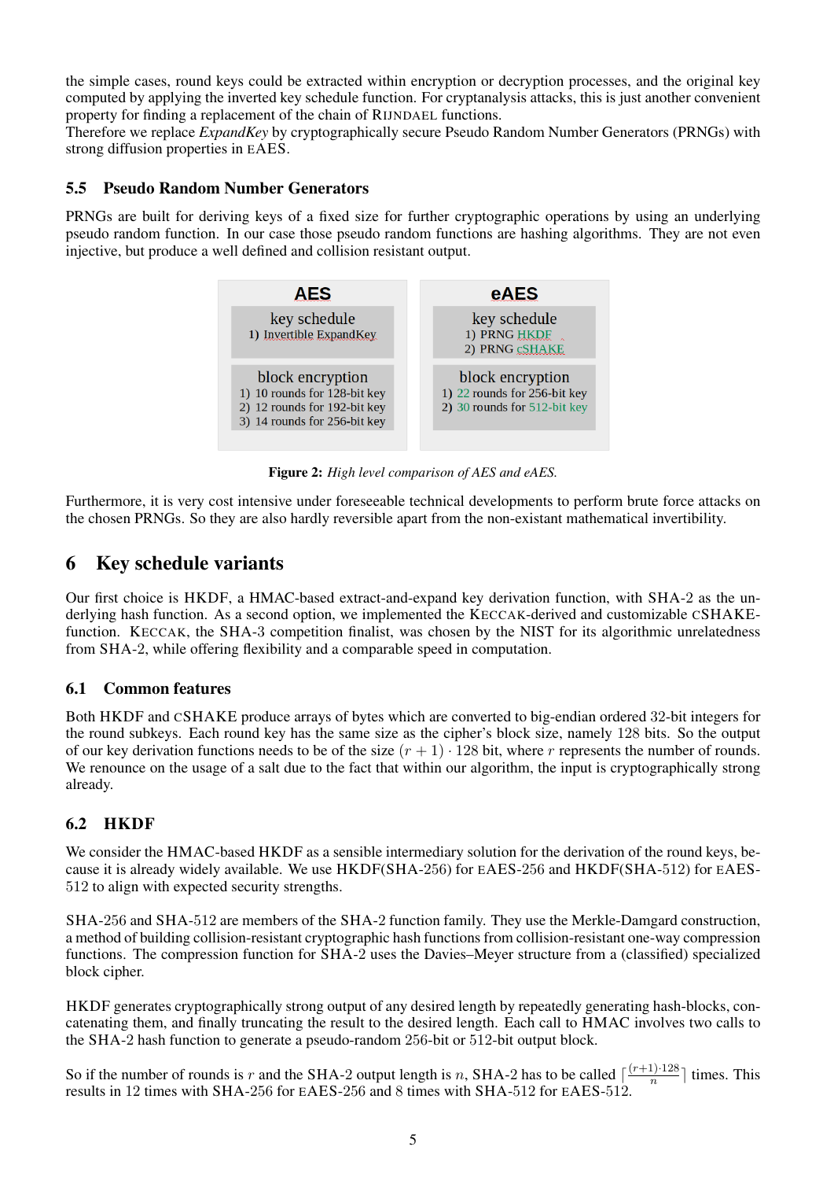the simple cases, round keys could be extracted within encryption or decryption processes, and the original key computed by applying the inverted key schedule function. For cryptanalysis attacks, this is just another convenient property for finding a replacement of the chain of RIJNDAEL functions.
Therefore we replace *ExpandKey* by cryptographically secure Pseudo Random Number Generators (PRNGs) with strong diffusion properties in EAES.

## 5.5 Pseudo Random Number Generators

PRNGs are built for deriving keys of a fixed size for further cryptographic operations by using an underlying pseudo random function. In our case those pseudo random functions are hashing algorithms. They are not even injective, but produce a well defined and collision resistant output.

| AES | eAES |
|---|---|
| **key schedule**<br>1) Invertible ExpandKey | **key schedule**<br>1) PRNG HKDF<br>2) PRNG cSHAKE |
| **block encryption**<br>1) 10 rounds for 128-bit key<br>2) 12 rounds for 192-bit key<br>3) 14 rounds for 256-bit key | **block encryption**<br>1) 22 rounds for 256-bit key<br>2) 30 rounds for 512-bit key |

**Figure 2:** *High level comparison of AES and eAES.*

Furthermore, it is very cost intensive under foreseeable technical developments to perform brute force attacks on the chosen PRNGs. So they are also hardly reversible apart from the non-existant mathematical invertibility.

# 6 Key schedule variants

Our first choice is HKDF, a HMAC-based extract-and-expand key derivation function, with SHA-2 as the underlying hash function. As a second option, we implemented the KECCAK-derived and customizable CSHAKE-function. KECCAK, the SHA-3 competition finalist, was chosen by the NIST for its algorithmic unrelatedness from SHA-2, while offering flexibility and a comparable speed in computation.

## 6.1 Common features

Both HKDF and CSHAKE produce arrays of bytes which are converted to big-endian ordered 32-bit integers for the round subkeys. Each round key has the same size as the cipher's block size, namely 128 bits. So the output of our key derivation functions needs to be of the size $(r + 1) \cdot 128$ bit, where $r$ represents the number of rounds. We renounce on the usage of a salt due to the fact that within our algorithm, the input is cryptographically strong already.

## 6.2 HKDF

We consider the HMAC-based HKDF as a sensible intermediary solution for the derivation of the round keys, because it is already widely available. We use HKDF(SHA-256) for EAES-256 and HKDF(SHA-512) for EAES-512 to align with expected security strengths.

SHA-256 and SHA-512 are members of the SHA-2 function family. They use the Merkle-Damgard construction, a method of building collision-resistant cryptographic hash functions from collision-resistant one-way compression functions. The compression function for SHA-2 uses the Davies–Meyer structure from a (classified) specialized block cipher.

HKDF generates cryptographically strong output of any desired length by repeatedly generating hash-blocks, concatenating them, and finally truncating the result to the desired length. Each call to HMAC involves two calls to the SHA-2 hash function to generate a pseudo-random 256-bit or 512-bit output block.

So if the number of rounds is $r$ and the SHA-2 output length is $n$, SHA-2 has to be called $\lceil \frac{(r+1)\cdot 128}{n} \rceil$ times. This results in 12 times with SHA-256 for EAES-256 and 8 times with SHA-512 for EAES-512.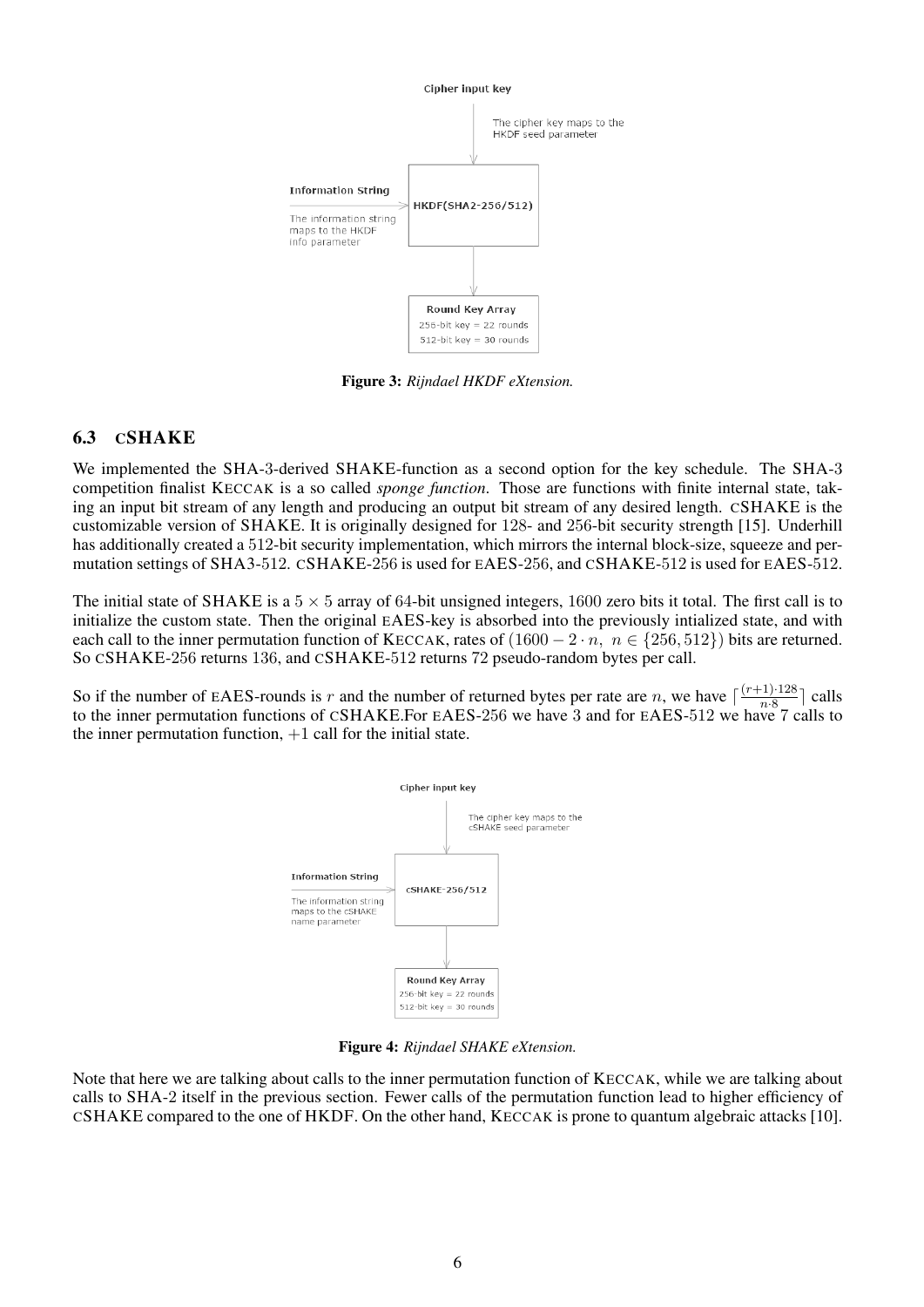Cipher input key

The cipher key maps to the HKDF seed parameter

Information String

The information string maps to the HKDF info parameter

HKDF(SHA2-256/512)

Round Key Array
256-bit key = 22 rounds
512-bit key = 30 rounds

**Figure 3:** *Rijndael HKDF eXtension.*

### 6.3 cSHAKE

We implemented the SHA-3-derived SHAKE-function as a second option for the key schedule. The SHA-3 competition finalist KECCAK is a so called *sponge function*. Those are functions with finite internal state, taking an input bit stream of any length and producing an output bit stream of any desired length. cSHAKE is the customizable version of SHAKE. It is originally designed for 128- and 256-bit security strength [15]. Underhill has additionally created a 512-bit security implementation, which mirrors the internal block-size, squeeze and permutation settings of SHA3-512. cSHAKE-256 is used for eAES-256, and cSHAKE-512 is used for eAES-512.

The initial state of SHAKE is a $5 \times 5$ array of 64-bit unsigned integers, $1600$ zero bits it total. The first call is to initialize the custom state. Then the original eAES-key is absorbed into the previously intialized state, and with each call to the inner permutation function of KECCAK, rates of $(1600 - 2 \cdot n,\ n \in \{256, 512\})$ bits are returned. So cSHAKE-256 returns 136, and cSHAKE-512 returns 72 pseudo-random bytes per call.

So if the number of eAES-rounds is $r$ and the number of returned bytes per rate are $n$, we have $\lceil \frac{(r+1) \cdot 128}{n \cdot 8} \rceil$ calls to the inner permutation functions of cSHAKE.For eAES-256 we have 3 and for eAES-512 we have 7 calls to the inner permutation function, $+1$ call for the initial state.

Cipher input key

The cipher key maps to the cSHAKE seed parameter

Information String

The information string maps to the cSHAKE name parameter

cSHAKE-256/512

Round Key Array
256-bit key = 22 rounds
512-bit key = 30 rounds

**Figure 4:** *Rijndael SHAKE eXtension.*

Note that here we are talking about calls to the inner permutation function of KECCAK, while we are talking about calls to SHA-2 itself in the previous section. Fewer calls of the permutation function lead to higher efficiency of cSHAKE compared to the one of HKDF. On the other hand, KECCAK is prone to quantum algebraic attacks [10].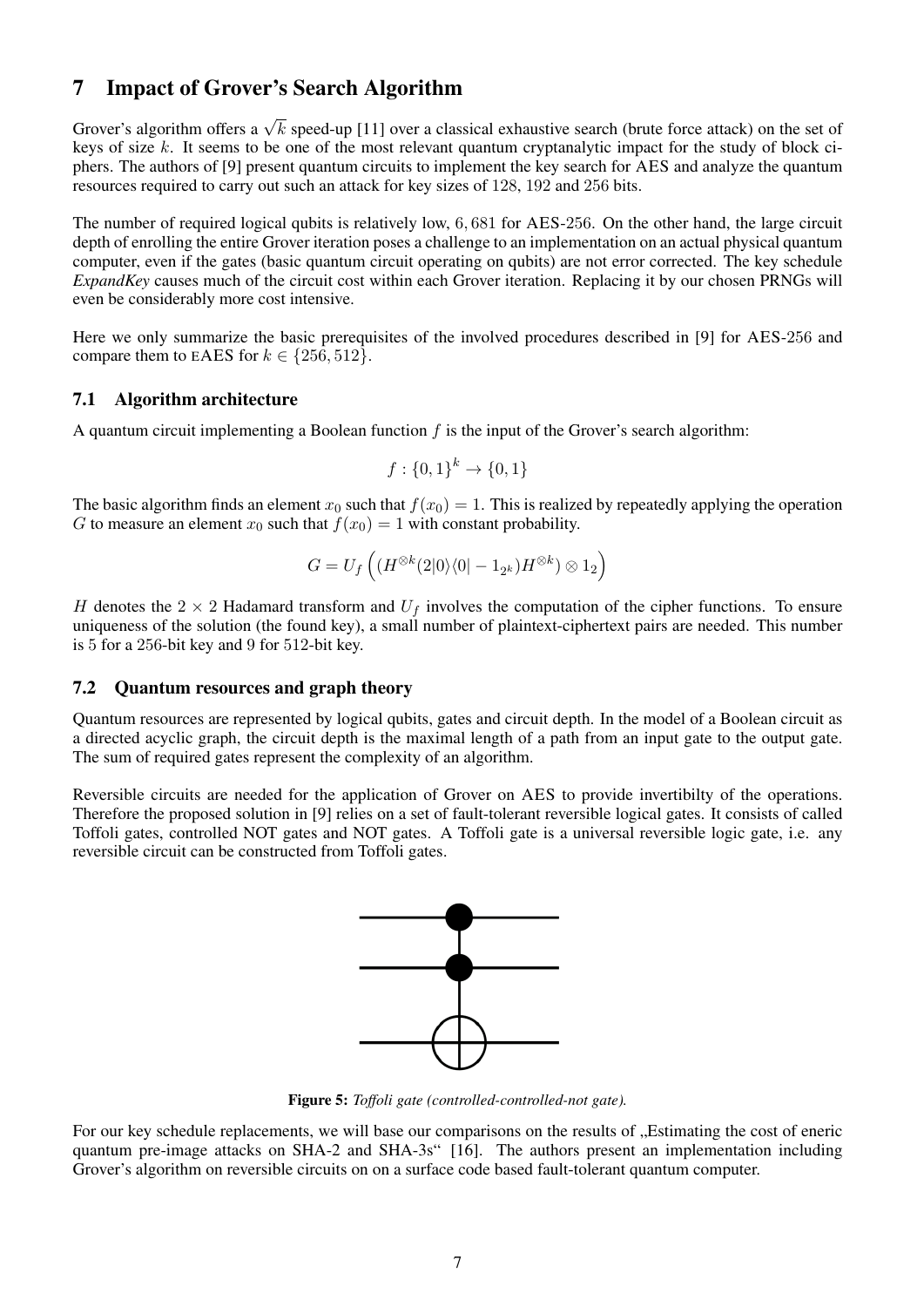# 7 Impact of Grover's Search Algorithm

Grover's algorithm offers a $\sqrt{k}$ speed-up [11] over a classical exhaustive search (brute force attack) on the set of keys of size $k$. It seems to be one of the most relevant quantum cryptanalytic impact for the study of block ciphers. The authors of [9] present quantum circuits to implement the key search for AES and analyze the quantum resources required to carry out such an attack for key sizes of 128, 192 and 256 bits.

The number of required logical qubits is relatively low, 6,681 for AES-256. On the other hand, the large circuit depth of enrolling the entire Grover iteration poses a challenge to an implementation on an actual physical quantum computer, even if the gates (basic quantum circuit operating on qubits) are not error corrected. The key schedule *ExpandKey* causes much of the circuit cost within each Grover iteration. Replacing it by our chosen PRNGs will even be considerably more cost intensive.

Here we only summarize the basic prerequisites of the involved procedures described in [9] for AES-256 and compare them to EAES for $k \in \{256, 512\}$.

## 7.1 Algorithm architecture

A quantum circuit implementing a Boolean function $f$ is the input of the Grover's search algorithm:

$$f : \{0,1\}^k \to \{0,1\}$$

The basic algorithm finds an element $x_0$ such that $f(x_0) = 1$. This is realized by repeatedly applying the operation $G$ to measure an element $x_0$ such that $f(x_0) = 1$ with constant probability.

$$G = U_f\left((H^{\otimes k}(2|0\rangle\langle 0| - 1_{2^k})H^{\otimes k}) \otimes 1_2\right)$$

$H$ denotes the $2 \times 2$ Hadamard transform and $U_f$ involves the computation of the cipher functions. To ensure uniqueness of the solution (the found key), a small number of plaintext-ciphertext pairs are needed. This number is 5 for a 256-bit key and 9 for 512-bit key.

## 7.2 Quantum resources and graph theory

Quantum resources are represented by logical qubits, gates and circuit depth. In the model of a Boolean circuit as a directed acyclic graph, the circuit depth is the maximal length of a path from an input gate to the output gate. The sum of required gates represent the complexity of an algorithm.

Reversible circuits are needed for the application of Grover on AES to provide invertibilty of the operations. Therefore the proposed solution in [9] relies on a set of fault-tolerant reversible logical gates. It consists of called Toffoli gates, controlled NOT gates and NOT gates. A Toffoli gate is a universal reversible logic gate, i.e. any reversible circuit can be constructed from Toffoli gates.

**Figure 5:** *Toffoli gate (controlled-controlled-not gate).*

For our key schedule replacements, we will base our comparisons on the results of „Estimating the cost of eneric quantum pre-image attacks on SHA-2 and SHA-3s" [16]. The authors present an implementation including Grover's algorithm on reversible circuits on on a surface code based fault-tolerant quantum computer.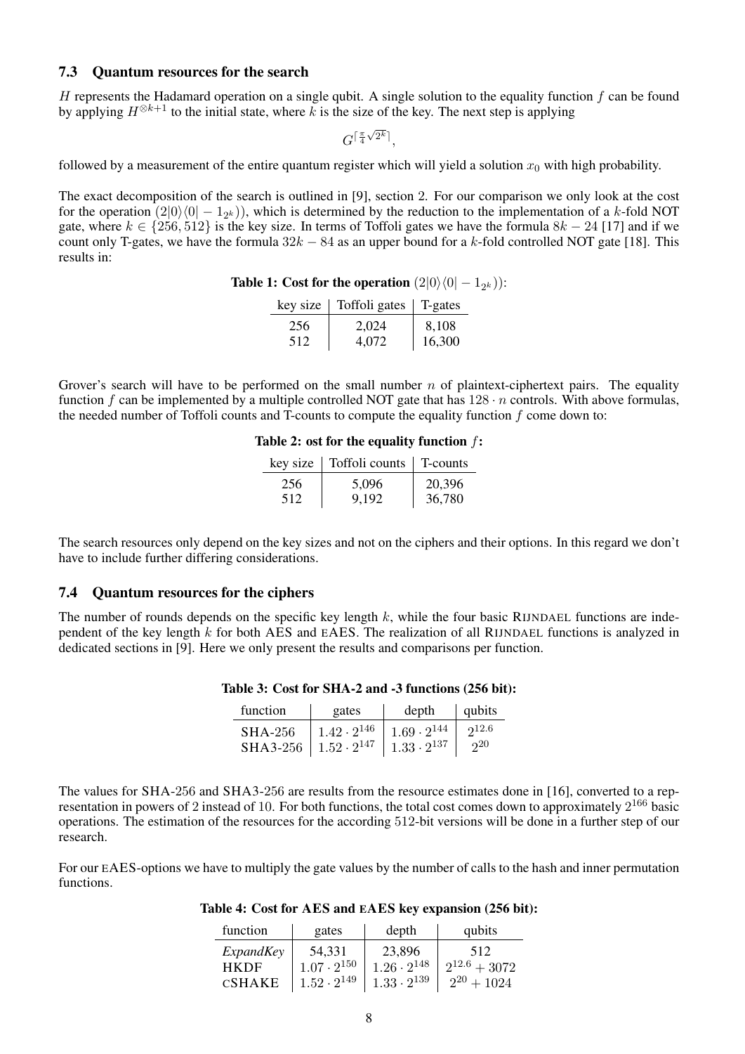### 7.3 Quantum resources for the search

$H$ represents the Hadamard operation on a single qubit. A single solution to the equality function $f$ can be found by applying $H^{\otimes k+1}$ to the initial state, where $k$ is the size of the key. The next step is applying

$$G^{\lceil \frac{\pi}{4}\sqrt{2^k} \rceil},$$

followed by a measurement of the entire quantum register which will yield a solution $x_0$ with high probability.

The exact decomposition of the search is outlined in [9], section 2. For our comparison we only look at the cost for the operation $(2|0\rangle\langle 0| - 1_{2^k}))$, which is determined by the reduction to the implementation of a $k$-fold NOT gate, where $k \in \{256, 512\}$ is the key size. In terms of Toffoli gates we have the formula $8k - 24$ [17] and if we count only T-gates, we have the formula $32k - 84$ as an upper bound for a $k$-fold controlled NOT gate [18]. This results in:

**Table 1: Cost for the operation $(2|0\rangle\langle 0| - 1_{2^k}))$:**

| key size | Toffoli gates | T-gates |
|---|---|---|
| 256 | 2,024 | 8,108 |
| 512 | 4,072 | 16,300 |

Grover's search will have to be performed on the small number $n$ of plaintext-ciphertext pairs. The equality function $f$ can be implemented by a multiple controlled NOT gate that has $128 \cdot n$ controls. With above formulas, the needed number of Toffoli counts and T-counts to compute the equality function $f$ come down to:

**Table 2: ost for the equality function $f$:**

| key size | Toffoli counts | T-counts |
|---|---|---|
| 256 | 5,096 | 20,396 |
| 512 | 9,192 | 36,780 |

The search resources only depend on the key sizes and not on the ciphers and their options. In this regard we don't have to include further differing considerations.

### 7.4 Quantum resources for the ciphers

The number of rounds depends on the specific key length $k$, while the four basic RIJNDAEL functions are independent of the key length $k$ for both AES and EAES. The realization of all RIJNDAEL functions is analyzed in dedicated sections in [9]. Here we only present the results and comparisons per function.

**Table 3: Cost for SHA-2 and -3 functions (256 bit):**

| function | gates | depth | qubits |
|---|---|---|---|
| SHA-256 | $1.42 \cdot 2^{146}$ | $1.69 \cdot 2^{144}$ | $2^{12.6}$ |
| SHA3-256 | $1.52 \cdot 2^{147}$ | $1.33 \cdot 2^{137}$ | $2^{20}$ |

The values for SHA-256 and SHA3-256 are results from the resource estimates done in [16], converted to a representation in powers of 2 instead of 10. For both functions, the total cost comes down to approximately $2^{166}$ basic operations. The estimation of the resources for the according 512-bit versions will be done in a further step of our research.

For our EAES-options we have to multiply the gate values by the number of calls to the hash and inner permutation functions.

**Table 4: Cost for AES and EAES key expansion (256 bit):**

| function | gates | depth | qubits |
|---|---|---|---|
| *ExpandKey* | 54,331 | 23,896 | 512 |
| HKDF | $1.07 \cdot 2^{150}$ | $1.26 \cdot 2^{148}$ | $2^{12.6} + 3072$ |
| CSHAKE | $1.52 \cdot 2^{149}$ | $1.33 \cdot 2^{139}$ | $2^{20} + 1024$ |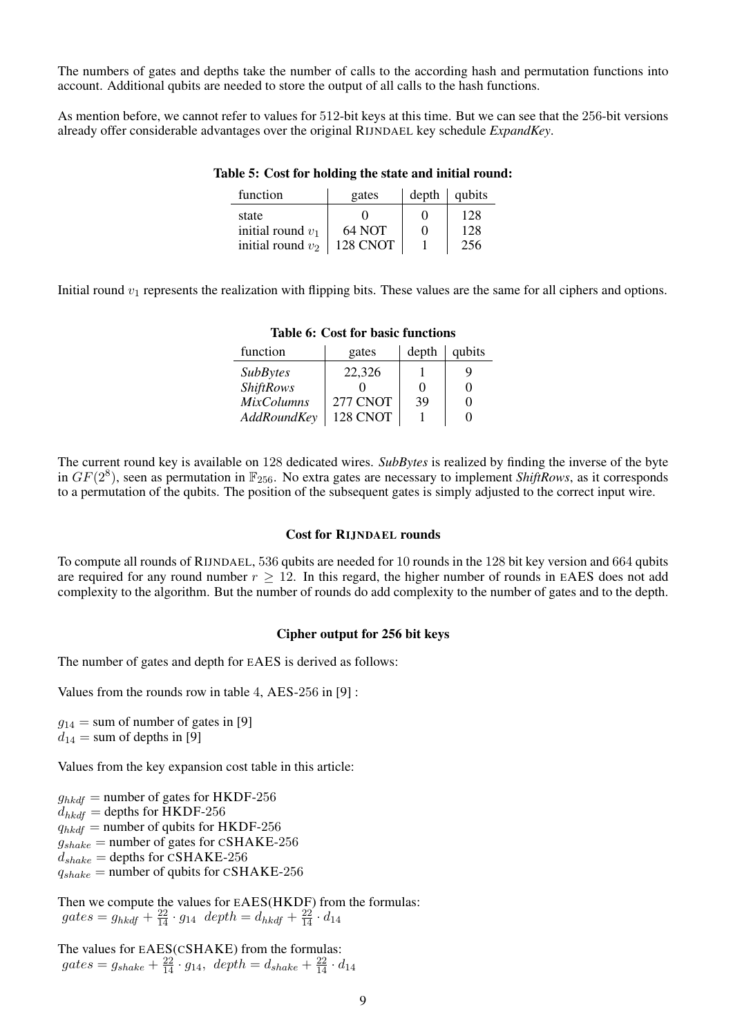The numbers of gates and depths take the number of calls to the according hash and permutation functions into account. Additional qubits are needed to store the output of all calls to the hash functions.

As mention before, we cannot refer to values for 512-bit keys at this time. But we can see that the 256-bit versions already offer considerable advantages over the original RIJNDAEL key schedule *ExpandKey*.

**Table 5: Cost for holding the state and initial round:**

| function | gates | depth | qubits |
|---|---|---|---|
| state | 0 | 0 | 128 |
| initial round $v_1$ | 64 NOT | 0 | 128 |
| initial round $v_2$ | 128 CNOT | 1 | 256 |

Initial round $v_1$ represents the realization with flipping bits. These values are the same for all ciphers and options.

**Table 6: Cost for basic functions**

| function | gates | depth | qubits |
|---|---|---|---|
| *SubBytes* | 22,326 | 1 | 9 |
| *ShiftRows* | 0 | 0 | 0 |
| *MixColumns* | 277 CNOT | 39 | 0 |
| *AddRoundKey* | 128 CNOT | 1 | 0 |

The current round key is available on 128 dedicated wires. *SubBytes* is realized by finding the inverse of the byte in $GF(2^8)$, seen as permutation in $\mathbb{F}_{256}$. No extra gates are necessary to implement *ShiftRows*, as it corresponds to a permutation of the qubits. The position of the subsequent gates is simply adjusted to the correct input wire.

### Cost for RIJNDAEL rounds

To compute all rounds of RIJNDAEL, 536 qubits are needed for 10 rounds in the 128 bit key version and 664 qubits are required for any round number $r \geq 12$. In this regard, the higher number of rounds in EAES does not add complexity to the algorithm. But the number of rounds do add complexity to the number of gates and to the depth.

### Cipher output for 256 bit keys

The number of gates and depth for EAES is derived as follows:

Values from the rounds row in table 4, AES-256 in [9] :

$g_{14}$ = sum of number of gates in [9]
$d_{14}$ = sum of depths in [9]

Values from the key expansion cost table in this article:

$g_{hkdf}$ = number of gates for HKDF-256
$d_{hkdf}$ = depths for HKDF-256
$q_{hkdf}$ = number of qubits for HKDF-256
$g_{shake}$ = number of gates for CSHAKE-256
$d_{shake}$ = depths for CSHAKE-256
$q_{shake}$ = number of qubits for CSHAKE-256

Then we compute the values for EAES(HKDF) from the formulas:
$gates = g_{hkdf} + \frac{22}{14} \cdot g_{14}$ $\;depth = d_{hkdf} + \frac{22}{14} \cdot d_{14}$

The values for EAES(CSHAKE) from the formulas:
$gates = g_{shake} + \frac{22}{14} \cdot g_{14}$, $\;depth = d_{shake} + \frac{22}{14} \cdot d_{14}$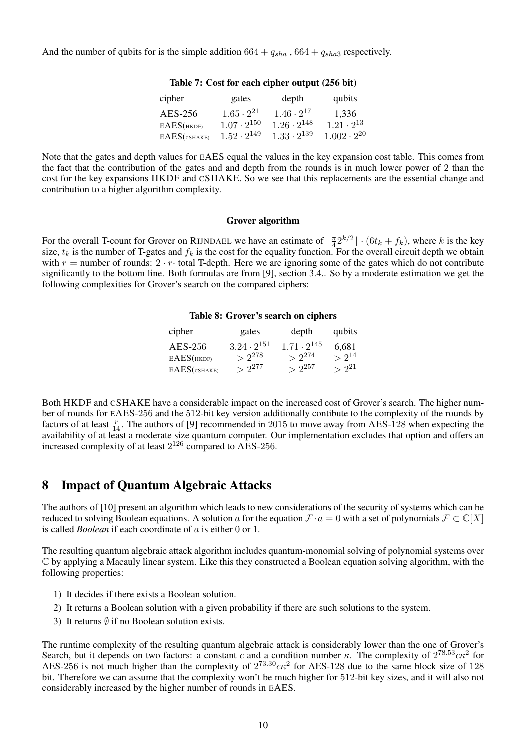And the number of qubits for is the simple addition $664 + q_{sha}$ , $664 + q_{sha3}$ respectively.

**Table 7: Cost for each cipher output (256 bit)**

| cipher | gates | depth | qubits |
|---|---|---|---|
| AES-256 | $1.65 \cdot 2^{21}$ | $1.46 \cdot 2^{17}$ | 1,336 |
| EAES(HKDF) | $1.07 \cdot 2^{150}$ | $1.26 \cdot 2^{148}$ | $1.21 \cdot 2^{13}$ |
| EAES(cSHAKE) | $1.52 \cdot 2^{149}$ | $1.33 \cdot 2^{139}$ | $1.002 \cdot 2^{20}$ |

Note that the gates and depth values for EAES equal the values in the key expansion cost table. This comes from the fact that the contribution of the gates and and depth from the rounds is in much lower power of 2 than the cost for the key expansions HKDF and CSHAKE. So we see that this replacements are the essential change and contribution to a higher algorithm complexity.

#### Grover algorithm

For the overall T-count for Grover on RIJNDAEL we have an estimate of $\lfloor \frac{\pi}{4} 2^{k/2} \rfloor \cdot (6t_k + f_k)$, where $k$ is the key size, $t_k$ is the number of T-gates and $f_k$ is the cost for the equality function. For the overall circuit depth we obtain with $r$ = number of rounds: $2 \cdot r \cdot$ total T-depth. Here we are ignoring some of the gates which do not contribute significantly to the bottom line. Both formulas are from [9], section 3.4.. So by a moderate estimation we get the following complexities for Grover's search on the compared ciphers:

**Table 8: Grover's search on ciphers**

| cipher | gates | depth | qubits |
|---|---|---|---|
| AES-256 | $3.24 \cdot 2^{151}$ | $1.71 \cdot 2^{145}$ | 6,681 |
| EAES(HKDF) | $> 2^{278}$ | $> 2^{274}$ | $> 2^{14}$ |
| EAES(cSHAKE) | $> 2^{277}$ | $> 2^{257}$ | $> 2^{21}$ |

Both HKDF and CSHAKE have a considerable impact on the increased cost of Grover's search. The higher number of rounds for EAES-256 and the 512-bit key version additionally contibute to the complexity of the rounds by factors of at least $\frac{r}{14}$. The authors of [9] recommended in 2015 to move away from AES-128 when expecting the availability of at least a moderate size quantum computer. Our implementation excludes that option and offers an increased complexity of at least $2^{126}$ compared to AES-256.

## 8 Impact of Quantum Algebraic Attacks

The authors of [10] present an algorithm which leads to new considerations of the security of systems which can be reduced to solving Boolean equations. A solution $a$ for the equation $\mathcal{F} \cdot a = 0$ with a set of polynomials $\mathcal{F} \subset \mathbb{C}[X]$ is called *Boolean* if each coordinate of $a$ is either 0 or 1.

The resulting quantum algebraic attack algorithm includes quantum-monomial solving of polynomial systems over $\mathbb{C}$ by applying a Macauly linear system. Like this they constructed a Boolean equation solving algorithm, with the following properties:

1) It decides if there exists a Boolean solution.
2) It returns a Boolean solution with a given probability if there are such solutions to the system.
3) It returns $\emptyset$ if no Boolean solution exists.

The runtime complexity of the resulting quantum algebraic attack is considerably lower than the one of Grover's Search, but it depends on two factors: a constant $c$ and a condition number $\kappa$. The complexity of $2^{78.53} c\kappa^2$ for AES-256 is not much higher than the complexity of $2^{73.30} c\kappa^2$ for AES-128 due to the same block size of 128 bit. Therefore we can assume that the complexity won't be much higher for 512-bit key sizes, and it will also not considerably increased by the higher number of rounds in EAES.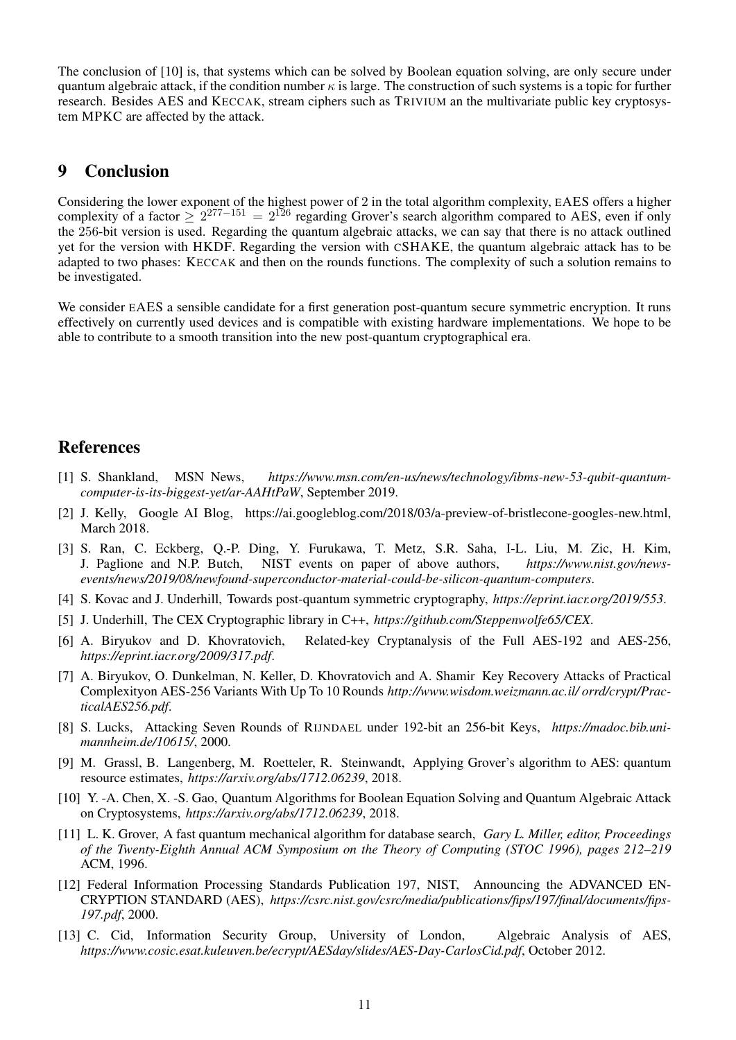The conclusion of [10] is, that systems which can be solved by Boolean equation solving, are only secure under quantum algebraic attack, if the condition number $\kappa$ is large. The construction of such systems is a topic for further research. Besides AES and KECCAK, stream ciphers such as TRIVIUM an the multivariate public key cryptosystem MPKC are affected by the attack.

## 9 Conclusion

Considering the lower exponent of the highest power of 2 in the total algorithm complexity, EAES offers a higher complexity of a factor $\geq 2^{277-151} = 2^{126}$ regarding Grover's search algorithm compared to AES, even if only the 256-bit version is used. Regarding the quantum algebraic attacks, we can say that there is no attack outlined yet for the version with HKDF. Regarding the version with CSHAKE, the quantum algebraic attack has to be adapted to two phases: KECCAK and then on the rounds functions. The complexity of such a solution remains to be investigated.

We consider EAES a sensible candidate for a first generation post-quantum secure symmetric encryption. It runs effectively on currently used devices and is compatible with existing hardware implementations. We hope to be able to contribute to a smooth transition into the new post-quantum cryptographical era.

## References

[1] S. Shankland, MSN News, *https://www.msn.com/en-us/news/technology/ibms-new-53-qubit-quantum-computer-is-its-biggest-yet/ar-AAHtPaW*, September 2019.

[2] J. Kelly, Google AI Blog, https://ai.googleblog.com/2018/03/a-preview-of-bristlecone-googles-new.html, March 2018.

[3] S. Ran, C. Eckberg, Q.-P. Ding, Y. Furukawa, T. Metz, S.R. Saha, I-L. Liu, M. Zic, H. Kim, J. Paglione and N.P. Butch, NIST events on paper of above authors, *https://www.nist.gov/news-events/news/2019/08/newfound-superconductor-material-could-be-silicon-quantum-computers*.

[4] S. Kovac and J. Underhill, Towards post-quantum symmetric cryptography, *https://eprint.iacr.org/2019/553*.

[5] J. Underhill, The CEX Cryptographic library in C++, *https://github.com/Steppenwolfe65/CEX*.

[6] A. Biryukov and D. Khovratovich, Related-key Cryptanalysis of the Full AES-192 and AES-256, *https://eprint.iacr.org/2009/317.pdf*.

[7] A. Biryukov, O. Dunkelman, N. Keller, D. Khovratovich and A. Shamir Key Recovery Attacks of Practical Complexityon AES-256 Variants With Up To 10 Rounds *http://www.wisdom.weizmann.ac.il/ orrd/crypt/PracticalAES256.pdf*.

[8] S. Lucks, Attacking Seven Rounds of RIJNDAEL under 192-bit an 256-bit Keys, *https://madoc.bib.uni-mannheim.de/10615/*, 2000.

[9] M. Grassl, B. Langenberg, M. Roetteler, R. Steinwandt, Applying Grover's algorithm to AES: quantum resource estimates, *https://arxiv.org/abs/1712.06239*, 2018.

[10] Y. -A. Chen, X. -S. Gao, Quantum Algorithms for Boolean Equation Solving and Quantum Algebraic Attack on Cryptosystems, *https://arxiv.org/abs/1712.06239*, 2018.

[11] L. K. Grover, A fast quantum mechanical algorithm for database search, *Gary L. Miller, editor, Proceedings of the Twenty-Eighth Annual ACM Symposium on the Theory of Computing (STOC 1996), pages 212–219* ACM, 1996.

[12] Federal Information Processing Standards Publication 197, NIST, Announcing the ADVANCED ENCRYPTION STANDARD (AES), *https://csrc.nist.gov/csrc/media/publications/fips/197/final/documents/fips-197.pdf*, 2000.

[13] C. Cid, Information Security Group, University of London, Algebraic Analysis of AES, *https://www.cosic.esat.kuleuven.be/ecrypt/AESday/slides/AES-Day-CarlosCid.pdf*, October 2012.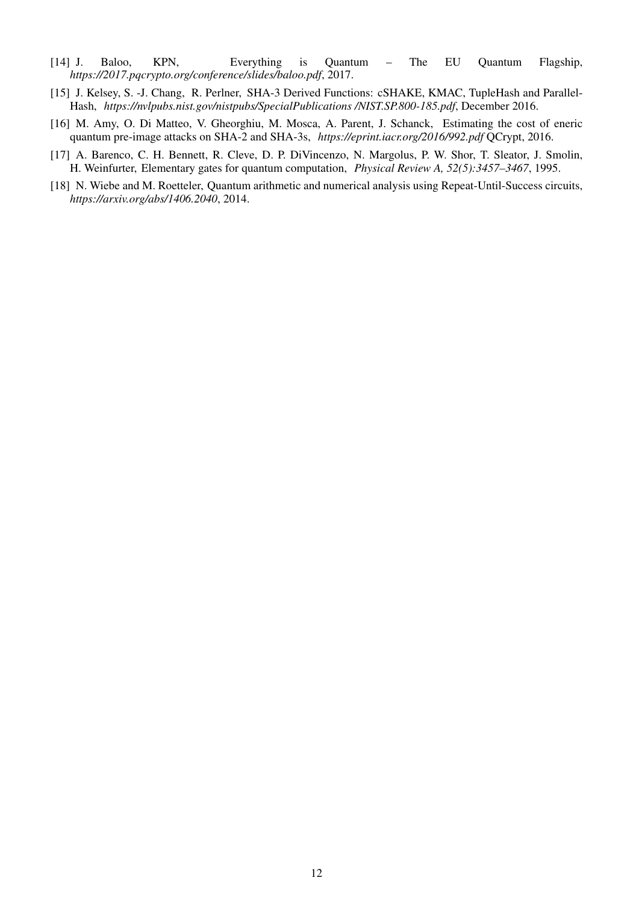[14] J. Baloo, KPN, Everything is Quantum – The EU Quantum Flagship, *https://2017.pqcrypto.org/conference/slides/baloo.pdf*, 2017.

[15] J. Kelsey, S. -J. Chang, R. Perlner, SHA-3 Derived Functions: cSHAKE, KMAC, TupleHash and ParallelHash, *https://nvlpubs.nist.gov/nistpubs/SpecialPublications /NIST.SP.800-185.pdf*, December 2016.

[16] M. Amy, O. Di Matteo, V. Gheorghiu, M. Mosca, A. Parent, J. Schanck, Estimating the cost of eneric quantum pre-image attacks on SHA-2 and SHA-3s, *https://eprint.iacr.org/2016/992.pdf* QCrypt, 2016.

[17] A. Barenco, C. H. Bennett, R. Cleve, D. P. DiVincenzo, N. Margolus, P. W. Shor, T. Sleator, J. Smolin, H. Weinfurter, Elementary gates for quantum computation, *Physical Review A, 52(5):3457–3467*, 1995.

[18] N. Wiebe and M. Roetteler, Quantum arithmetic and numerical analysis using Repeat-Until-Success circuits, *https://arxiv.org/abs/1406.2040*, 2014.